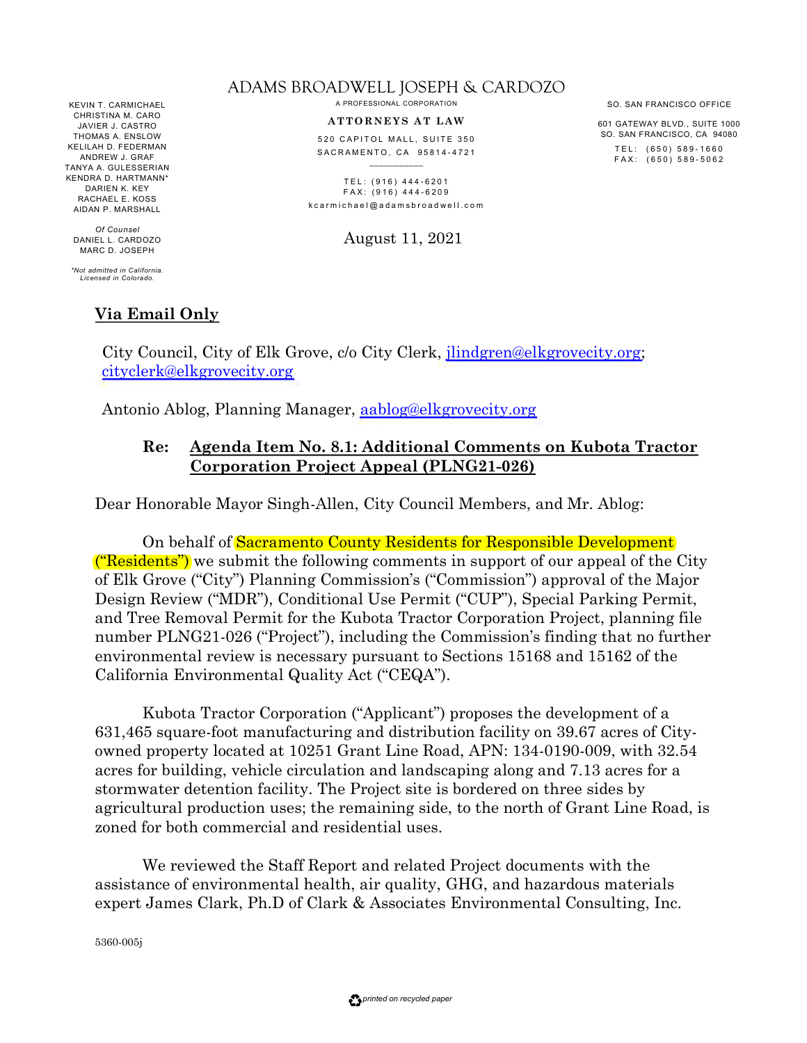# ADAMS BROADWELL JOSEPH & CARDOZO

A PROFESSIONAL CORPORATION

**ATTORNEYS AT LAW**

520 CAPITOL MALL, SUITE 350
SACRAMENTO, CA 95814-4721

TEL: (916) 444-6201
FAX: (916) 444-6209
kcarmichael@adamsbroadwell.com

KEVIN T. CARMICHAEL
CHRISTINA M. CARO
JAVIER J. CASTRO
THOMAS A. ENSLOW
KELILAH D. FEDERMAN
ANDREW J. GRAF
TANYA A. GULESSERIAN
KENDRA D. HARTMANN*
DARIEN K. KEY
RACHAEL E. KOSS
AIDAN P. MARSHALL

*Of Counsel*
DANIEL L. CARDOZO
MARC D. JOSEPH

*\*Not admitted in California. Licensed in Colorado.*

SO. SAN FRANCISCO OFFICE

601 GATEWAY BLVD., SUITE 1000
SO. SAN FRANCISCO, CA 94080

TEL: (650) 589-1660
FAX: (650) 589-5062

August 11, 2021

**Via Email Only**

City Council, City of Elk Grove, c/o City Clerk, jlindgren@elkgrovecity.org; cityclerk@elkgrovecity.org

Antonio Ablog, Planning Manager, aablog@elkgrovecity.org

**Re: Agenda Item No. 8.1: Additional Comments on Kubota Tractor Corporation Project Appeal (PLNG21-026)**

Dear Honorable Mayor Singh-Allen, City Council Members, and Mr. Ablog:

On behalf of Sacramento County Residents for Responsible Development ("Residents") we submit the following comments in support of our appeal of the City of Elk Grove ("City") Planning Commission's ("Commission") approval of the Major Design Review ("MDR"), Conditional Use Permit ("CUP"), Special Parking Permit, and Tree Removal Permit for the Kubota Tractor Corporation Project, planning file number PLNG21-026 ("Project"), including the Commission's finding that no further environmental review is necessary pursuant to Sections 15168 and 15162 of the California Environmental Quality Act ("CEQA").

Kubota Tractor Corporation ("Applicant") proposes the development of a 631,465 square-foot manufacturing and distribution facility on 39.67 acres of City-owned property located at 10251 Grant Line Road, APN: 134-0190-009, with 32.54 acres for building, vehicle circulation and landscaping along and 7.13 acres for a stormwater detention facility. The Project site is bordered on three sides by agricultural production uses; the remaining side, to the north of Grant Line Road, is zoned for both commercial and residential uses.

We reviewed the Staff Report and related Project documents with the assistance of environmental health, air quality, GHG, and hazardous materials expert James Clark, Ph.D of Clark & Associates Environmental Consulting, Inc.

5360-005j

*printed on recycled paper*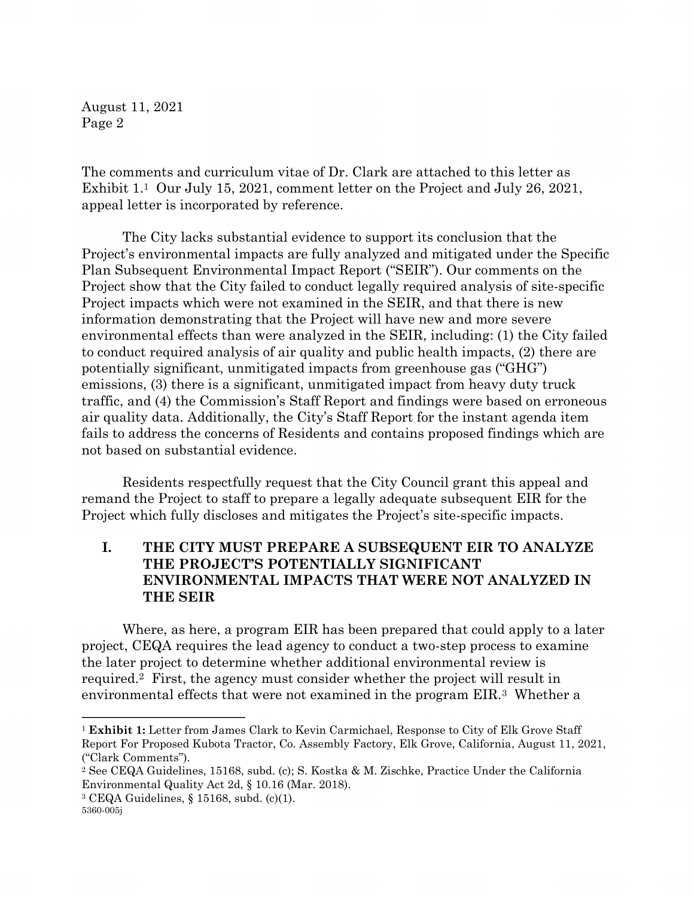The comments and curriculum vitae of Dr. Clark are attached to this letter as Exhibit 1.[1] Our July 15, 2021, comment letter on the Project and July 26, 2021, appeal letter is incorporated by reference.

The City lacks substantial evidence to support its conclusion that the Project's environmental impacts are fully analyzed and mitigated under the Specific Plan Subsequent Environmental Impact Report ("SEIR"). Our comments on the Project show that the City failed to conduct legally required analysis of site-specific Project impacts which were not examined in the SEIR, and that there is new information demonstrating that the Project will have new and more severe environmental effects than were analyzed in the SEIR, including: (1) the City failed to conduct required analysis of air quality and public health impacts, (2) there are potentially significant, unmitigated impacts from greenhouse gas ("GHG") emissions, (3) there is a significant, unmitigated impact from heavy duty truck traffic, and (4) the Commission's Staff Report and findings were based on erroneous air quality data. Additionally, the City's Staff Report for the instant agenda item fails to address the concerns of Residents and contains proposed findings which are not based on substantial evidence.

Residents respectfully request that the City Council grant this appeal and remand the Project to staff to prepare a legally adequate subsequent EIR for the Project which fully discloses and mitigates the Project's site-specific impacts.

## I. THE CITY MUST PREPARE A SUBSEQUENT EIR TO ANALYZE THE PROJECT'S POTENTIALLY SIGNIFICANT ENVIRONMENTAL IMPACTS THAT WERE NOT ANALYZED IN THE SEIR

Where, as here, a program EIR has been prepared that could apply to a later project, CEQA requires the lead agency to conduct a two-step process to examine the later project to determine whether additional environmental review is required.[2] First, the agency must consider whether the project will result in environmental effects that were not examined in the program EIR.[3] Whether a

---

[1] **Exhibit 1:** Letter from James Clark to Kevin Carmichael, Response to City of Elk Grove Staff Report For Proposed Kubota Tractor, Co. Assembly Factory, Elk Grove, California, August 11, 2021, ("Clark Comments").

[2] See CEQA Guidelines, 15168, subd. (c); S. Kostka & M. Zischke, Practice Under the California Environmental Quality Act 2d, § 10.16 (Mar. 2018).

[3] CEQA Guidelines, § 15168, subd. (c)(1).

5360-005j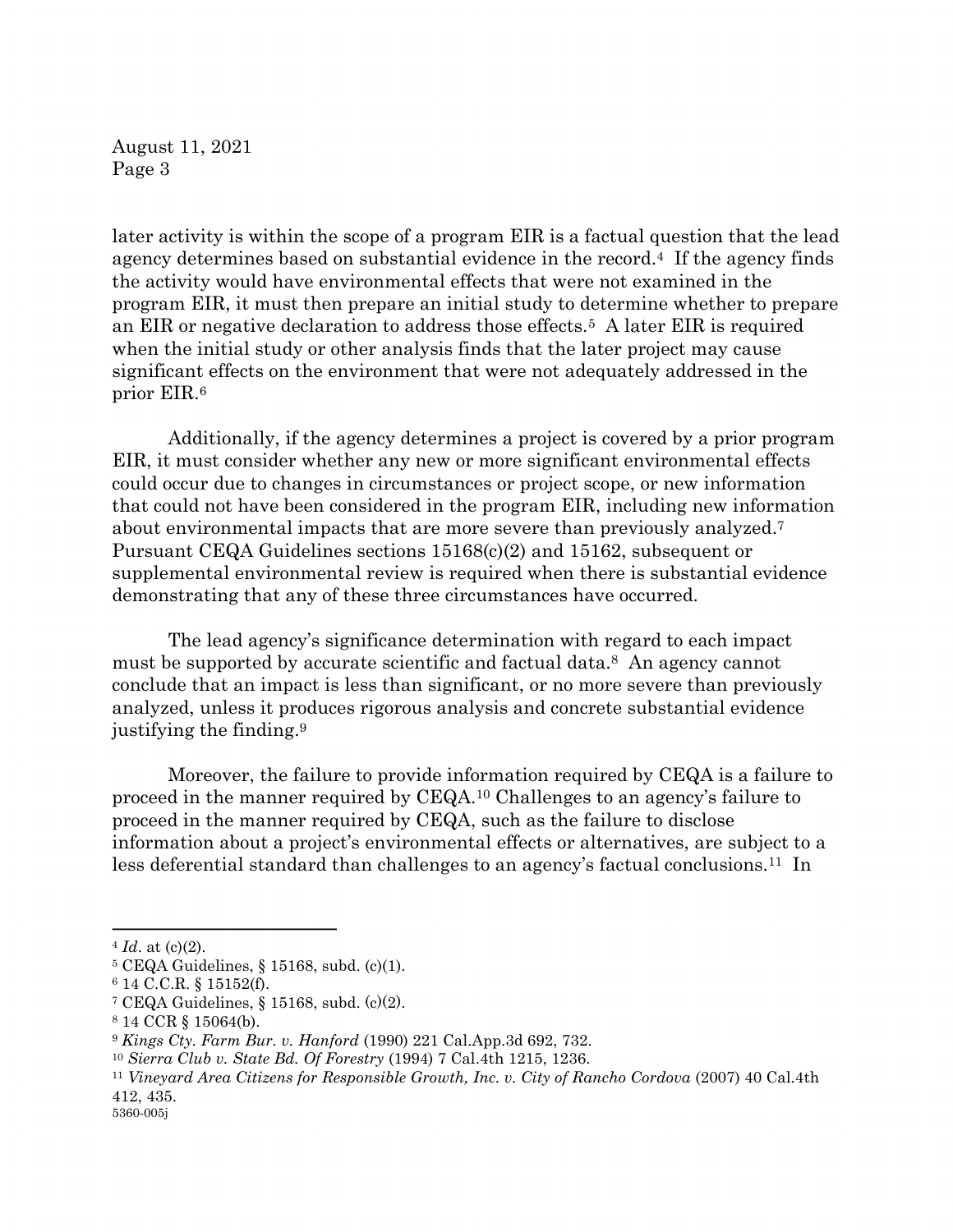later activity is within the scope of a program EIR is a factual question that the lead agency determines based on substantial evidence in the record.[4] If the agency finds the activity would have environmental effects that were not examined in the program EIR, it must then prepare an initial study to determine whether to prepare an EIR or negative declaration to address those effects.[5] A later EIR is required when the initial study or other analysis finds that the later project may cause significant effects on the environment that were not adequately addressed in the prior EIR.[6]

Additionally, if the agency determines a project is covered by a prior program EIR, it must consider whether any new or more significant environmental effects could occur due to changes in circumstances or project scope, or new information that could not have been considered in the program EIR, including new information about environmental impacts that are more severe than previously analyzed.[7] Pursuant CEQA Guidelines sections 15168(c)(2) and 15162, subsequent or supplemental environmental review is required when there is substantial evidence demonstrating that any of these three circumstances have occurred.

The lead agency's significance determination with regard to each impact must be supported by accurate scientific and factual data.[8] An agency cannot conclude that an impact is less than significant, or no more severe than previously analyzed, unless it produces rigorous analysis and concrete substantial evidence justifying the finding.[9]

Moreover, the failure to provide information required by CEQA is a failure to proceed in the manner required by CEQA.[10] Challenges to an agency's failure to proceed in the manner required by CEQA, such as the failure to disclose information about a project's environmental effects or alternatives, are subject to a less deferential standard than challenges to an agency's factual conclusions.[11] In

---

[4] *Id*. at (c)(2).

[5] CEQA Guidelines, § 15168, subd. (c)(1).

[6] 14 C.C.R. § 15152(f).

[7] CEQA Guidelines, § 15168, subd. (c)(2).

[8] 14 CCR § 15064(b).

[9] *Kings Cty. Farm Bur. v. Hanford* (1990) 221 Cal.App.3d 692, 732.

[10] *Sierra Club v. State Bd. Of Forestry* (1994) 7 Cal.4th 1215, 1236.

[11] *Vineyard Area Citizens for Responsible Growth, Inc. v. City of Rancho Cordova* (2007) 40 Cal.4th 412, 435.

5360-005j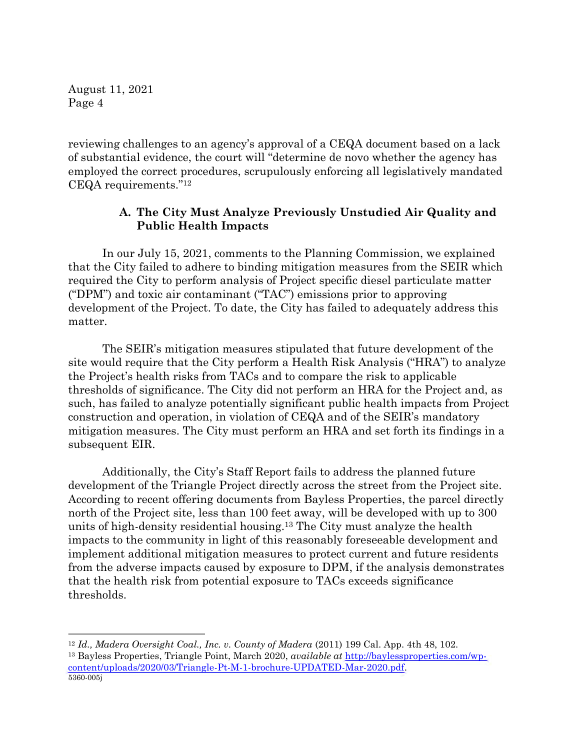reviewing challenges to an agency's approval of a CEQA document based on a lack of substantial evidence, the court will "determine de novo whether the agency has employed the correct procedures, scrupulously enforcing all legislatively mandated CEQA requirements."[12]

### A. The City Must Analyze Previously Unstudied Air Quality and Public Health Impacts

In our July 15, 2021, comments to the Planning Commission, we explained that the City failed to adhere to binding mitigation measures from the SEIR which required the City to perform analysis of Project specific diesel particulate matter ("DPM") and toxic air contaminant ("TAC") emissions prior to approving development of the Project. To date, the City has failed to adequately address this matter.

The SEIR's mitigation measures stipulated that future development of the site would require that the City perform a Health Risk Analysis ("HRA") to analyze the Project's health risks from TACs and to compare the risk to applicable thresholds of significance. The City did not perform an HRA for the Project and, as such, has failed to analyze potentially significant public health impacts from Project construction and operation, in violation of CEQA and of the SEIR's mandatory mitigation measures. The City must perform an HRA and set forth its findings in a subsequent EIR.

Additionally, the City's Staff Report fails to address the planned future development of the Triangle Project directly across the street from the Project site. According to recent offering documents from Bayless Properties, the parcel directly north of the Project site, less than 100 feet away, will be developed with up to 300 units of high-density residential housing.[13] The City must analyze the health impacts to the community in light of this reasonably foreseeable development and implement additional mitigation measures to protect current and future residents from the adverse impacts caused by exposure to DPM, if the analysis demonstrates that the health risk from potential exposure to TACs exceeds significance thresholds.

---

[12] *Id., Madera Oversight Coal., Inc. v. County of Madera* (2011) 199 Cal. App. 4th 48, 102.

[13] Bayless Properties, Triangle Point, March 2020, *available at* [http://baylessproperties.com/wp-content/uploads/2020/03/Triangle-Pt-M-1-brochure-UPDATED-Mar-2020.pdf](http://baylessproperties.com/wp-content/uploads/2020/03/Triangle-Pt-M-1-brochure-UPDATED-Mar-2020.pdf).

5360-005j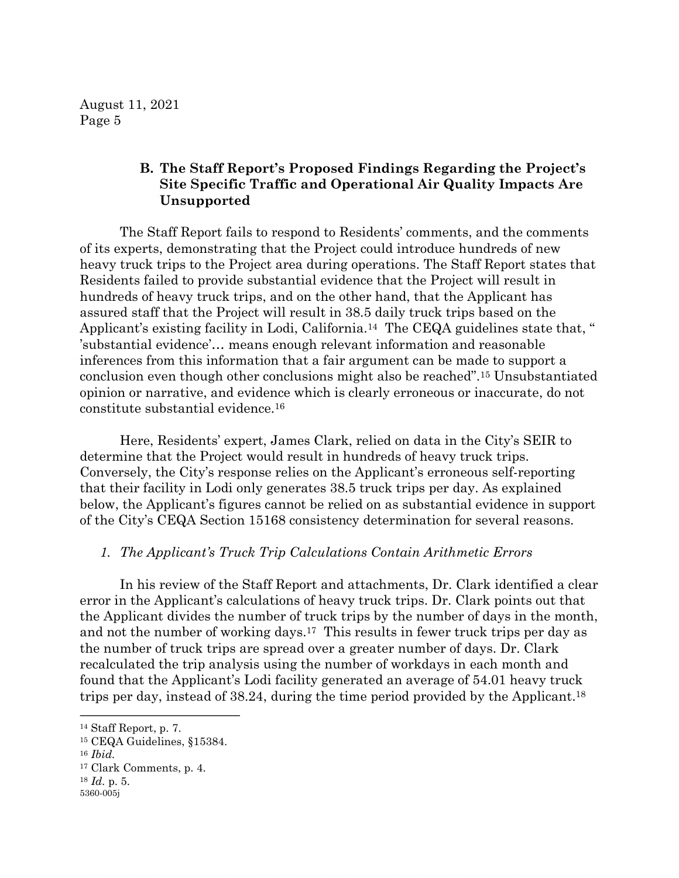### B. The Staff Report's Proposed Findings Regarding the Project's Site Specific Traffic and Operational Air Quality Impacts Are Unsupported

The Staff Report fails to respond to Residents' comments, and the comments of its experts, demonstrating that the Project could introduce hundreds of new heavy truck trips to the Project area during operations. The Staff Report states that Residents failed to provide substantial evidence that the Project will result in hundreds of heavy truck trips, and on the other hand, that the Applicant has assured staff that the Project will result in 38.5 daily truck trips based on the Applicant's existing facility in Lodi, California.[14] The CEQA guidelines state that, " 'substantial evidence'… means enough relevant information and reasonable inferences from this information that a fair argument can be made to support a conclusion even though other conclusions might also be reached".[15] Unsubstantiated opinion or narrative, and evidence which is clearly erroneous or inaccurate, do not constitute substantial evidence.[16]

Here, Residents' expert, James Clark, relied on data in the City's SEIR to determine that the Project would result in hundreds of heavy truck trips. Conversely, the City's response relies on the Applicant's erroneous self-reporting that their facility in Lodi only generates 38.5 truck trips per day. As explained below, the Applicant's figures cannot be relied on as substantial evidence in support of the City's CEQA Section 15168 consistency determination for several reasons.

#### *1. The Applicant's Truck Trip Calculations Contain Arithmetic Errors*

In his review of the Staff Report and attachments, Dr. Clark identified a clear error in the Applicant's calculations of heavy truck trips. Dr. Clark points out that the Applicant divides the number of truck trips by the number of days in the month, and not the number of working days.[17] This results in fewer truck trips per day as the number of truck trips are spread over a greater number of days. Dr. Clark recalculated the trip analysis using the number of workdays in each month and found that the Applicant's Lodi facility generated an average of 54.01 heavy truck trips per day, instead of 38.24, during the time period provided by the Applicant.[18]

---

[14] Staff Report, p. 7.

[15] CEQA Guidelines, §15384.

[16] *Ibid.*

[17] Clark Comments, p. 4.

[18] *Id.* p. 5.

5360-005j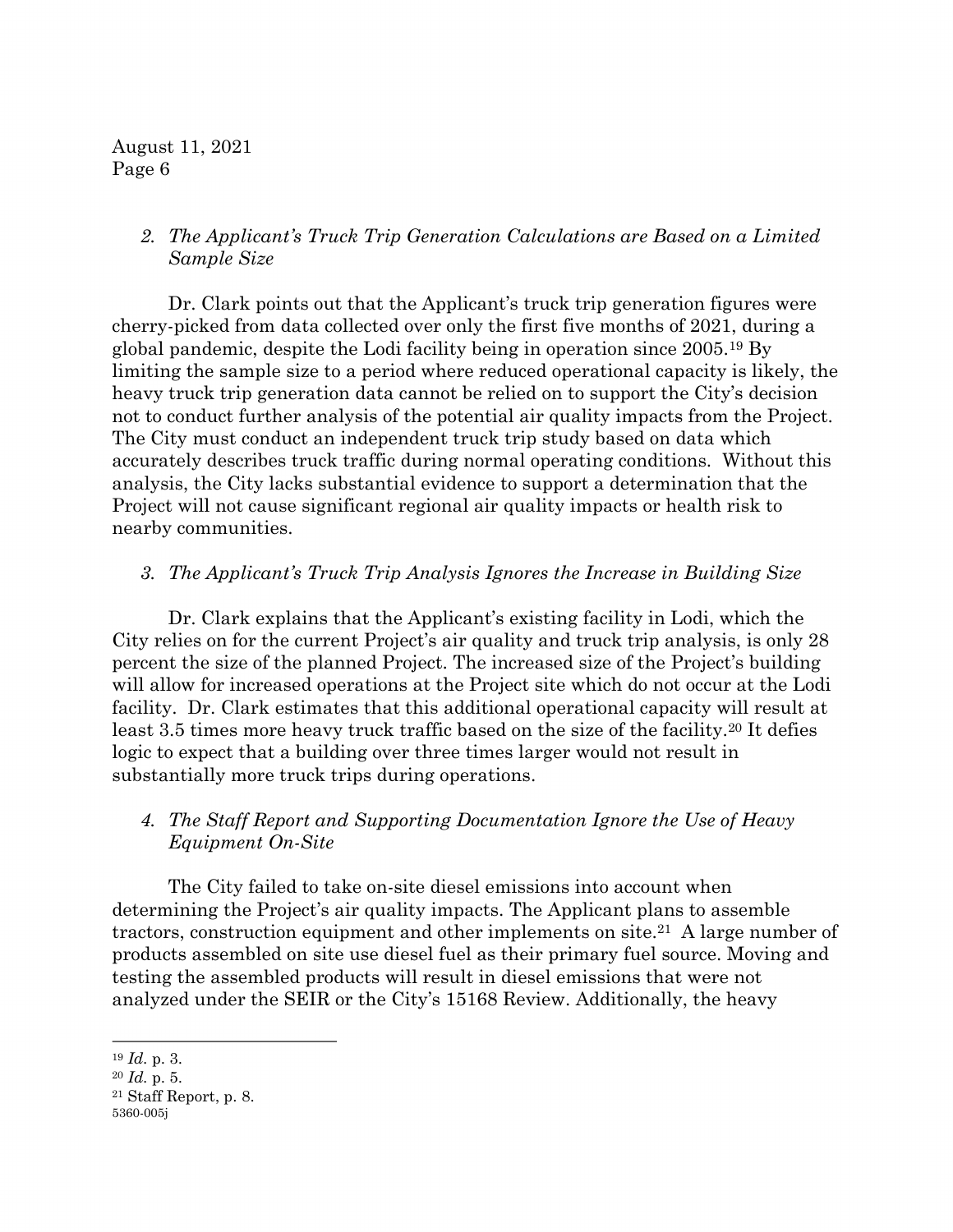*2. The Applicant's Truck Trip Generation Calculations are Based on a Limited Sample Size*

Dr. Clark points out that the Applicant's truck trip generation figures were cherry-picked from data collected over only the first five months of 2021, during a global pandemic, despite the Lodi facility being in operation since 2005.[19] By limiting the sample size to a period where reduced operational capacity is likely, the heavy truck trip generation data cannot be relied on to support the City's decision not to conduct further analysis of the potential air quality impacts from the Project. The City must conduct an independent truck trip study based on data which accurately describes truck traffic during normal operating conditions. Without this analysis, the City lacks substantial evidence to support a determination that the Project will not cause significant regional air quality impacts or health risk to nearby communities.

*3. The Applicant's Truck Trip Analysis Ignores the Increase in Building Size*

Dr. Clark explains that the Applicant's existing facility in Lodi, which the City relies on for the current Project's air quality and truck trip analysis, is only 28 percent the size of the planned Project. The increased size of the Project's building will allow for increased operations at the Project site which do not occur at the Lodi facility. Dr. Clark estimates that this additional operational capacity will result at least 3.5 times more heavy truck traffic based on the size of the facility.[20] It defies logic to expect that a building over three times larger would not result in substantially more truck trips during operations.

*4. The Staff Report and Supporting Documentation Ignore the Use of Heavy Equipment On-Site*

The City failed to take on-site diesel emissions into account when determining the Project's air quality impacts. The Applicant plans to assemble tractors, construction equipment and other implements on site.[21] A large number of products assembled on site use diesel fuel as their primary fuel source. Moving and testing the assembled products will result in diesel emissions that were not analyzed under the SEIR or the City's 15168 Review. Additionally, the heavy

---

[19] *Id.* p. 3.

[20] *Id.* p. 5.

[21] Staff Report, p. 8.

5360-005j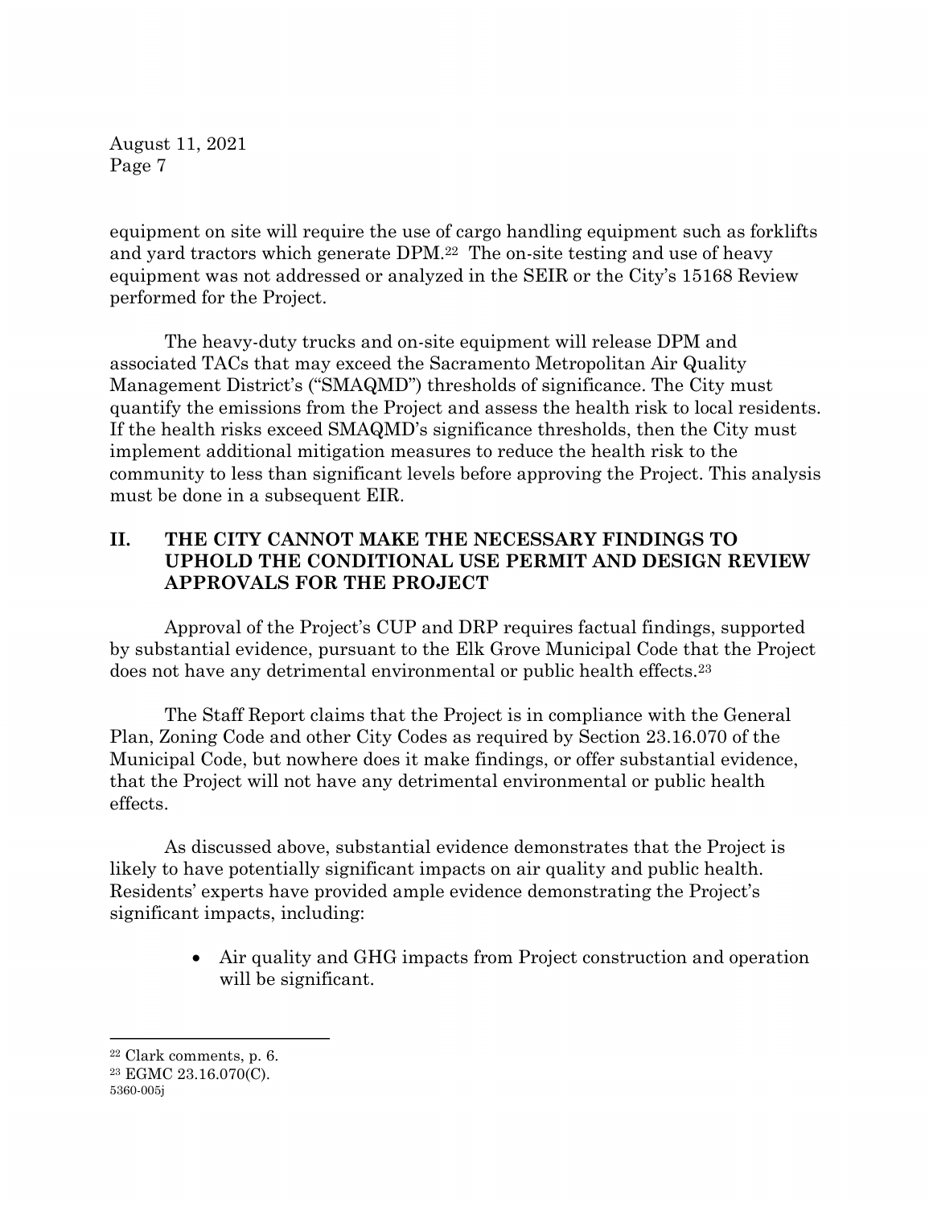equipment on site will require the use of cargo handling equipment such as forklifts and yard tractors which generate DPM.[22] The on-site testing and use of heavy equipment was not addressed or analyzed in the SEIR or the City's 15168 Review performed for the Project.

The heavy-duty trucks and on-site equipment will release DPM and associated TACs that may exceed the Sacramento Metropolitan Air Quality Management District's ("SMAQMD") thresholds of significance. The City must quantify the emissions from the Project and assess the health risk to local residents. If the health risks exceed SMAQMD's significance thresholds, then the City must implement additional mitigation measures to reduce the health risk to the community to less than significant levels before approving the Project. This analysis must be done in a subsequent EIR.

## II. THE CITY CANNOT MAKE THE NECESSARY FINDINGS TO UPHOLD THE CONDITIONAL USE PERMIT AND DESIGN REVIEW APPROVALS FOR THE PROJECT

Approval of the Project's CUP and DRP requires factual findings, supported by substantial evidence, pursuant to the Elk Grove Municipal Code that the Project does not have any detrimental environmental or public health effects.[23]

The Staff Report claims that the Project is in compliance with the General Plan, Zoning Code and other City Codes as required by Section 23.16.070 of the Municipal Code, but nowhere does it make findings, or offer substantial evidence, that the Project will not have any detrimental environmental or public health effects.

As discussed above, substantial evidence demonstrates that the Project is likely to have potentially significant impacts on air quality and public health. Residents' experts have provided ample evidence demonstrating the Project's significant impacts, including:

- Air quality and GHG impacts from Project construction and operation will be significant.

---

[22] Clark comments, p. 6.

[23] EGMC 23.16.070(C).

5360-005j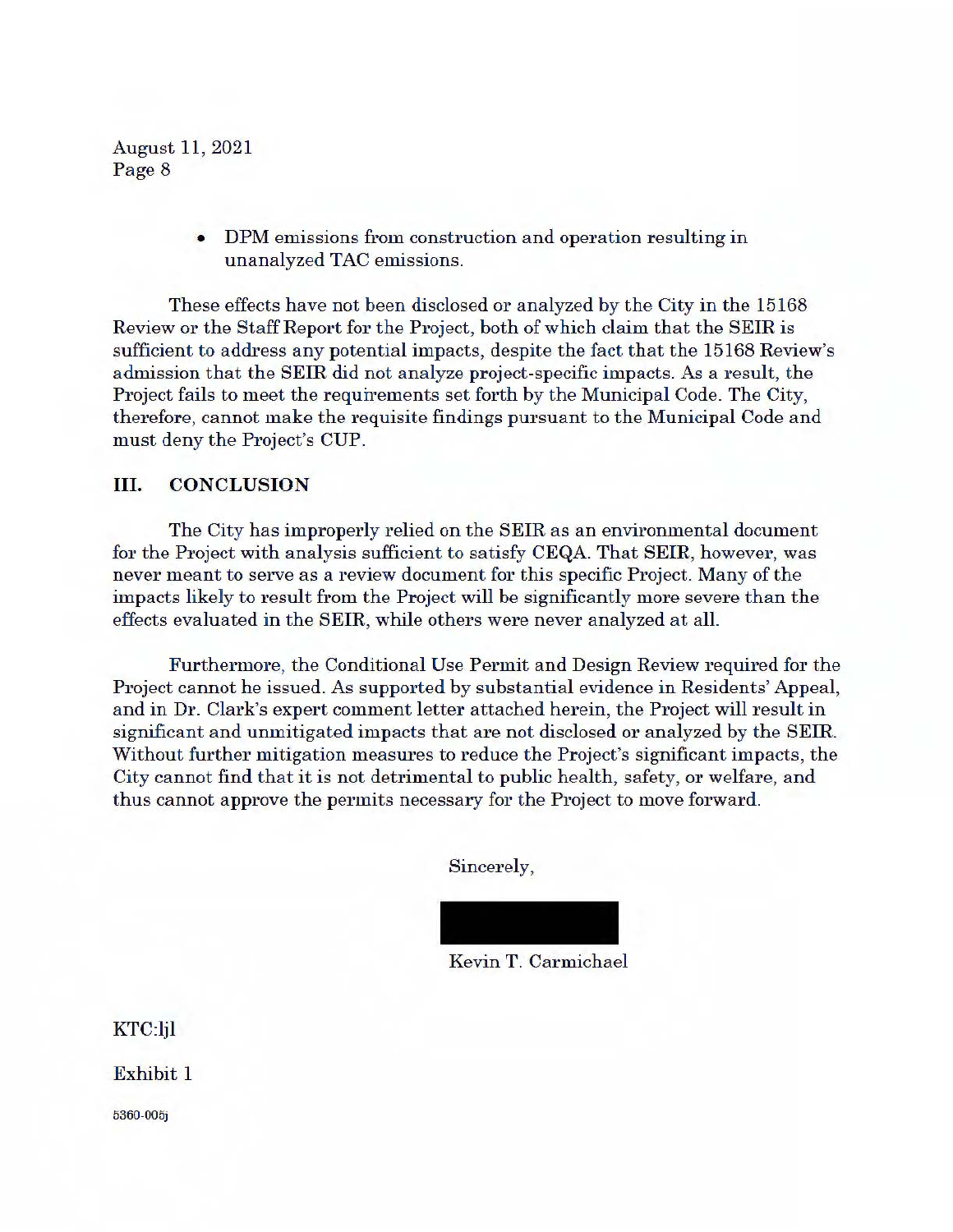- DPM emissions from construction and operation resulting in unanalyzed TAC emissions.

These effects have not been disclosed or analyzed by the City in the 15168 Review or the Staff Report for the Project, both of which claim that the SEIR is sufficient to address any potential impacts, despite the fact that the 15168 Review's admission that the SEIR did not analyze project-specific impacts. As a result, the Project fails to meet the requirements set forth by the Municipal Code. The City, therefore, cannot make the requisite findings pursuant to the Municipal Code and must deny the Project's CUP.

## III. CONCLUSION

The City has improperly relied on the SEIR as an environmental document for the Project with analysis sufficient to satisfy CEQA. That SEIR, however, was never meant to serve as a review document for this specific Project. Many of the impacts likely to result from the Project will be significantly more severe than the effects evaluated in the SEIR, while others were never analyzed at all.

Furthermore, the Conditional Use Permit and Design Review required for the Project cannot he issued. As supported by substantial evidence in Residents' Appeal, and in Dr. Clark's expert comment letter attached herein, the Project will result in significant and unmitigated impacts that are not disclosed or analyzed by the SEIR. Without further mitigation measures to reduce the Project's significant impacts, the City cannot find that it is not detrimental to public health, safety, or welfare, and thus cannot approve the permits necessary for the Project to move forward.

Sincerely,

Kevin T. Carmichael

KTC:ljl

Exhibit 1

5360-005j